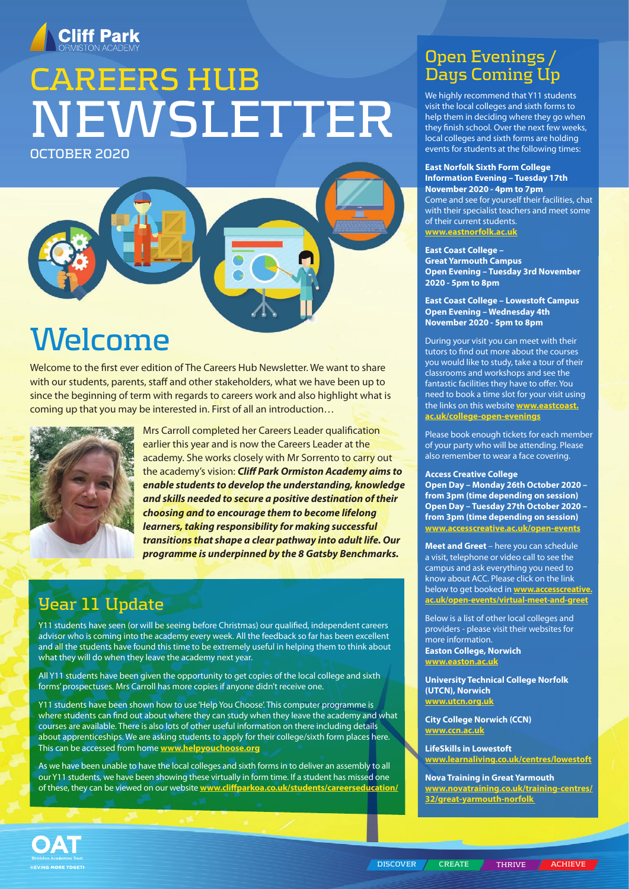Cliff Park
ORMISTON ACADEMY

# CAREERS HUB NEWSLETTER

OCTOBER 2020

## Welcome

Welcome to the first ever edition of The Careers Hub Newsletter. We want to share with our students, parents, staff and other stakeholders, what we have been up to since the beginning of term with regards to careers work and also highlight what is coming up that you may be interested in. First of all an introduction…

Mrs Carroll completed her Careers Leader qualification earlier this year and is now the Careers Leader at the academy. She works closely with Mr Sorrento to carry out the academy's vision: ***Cliff Park Ormiston Academy aims to enable students to develop the understanding, knowledge and skills needed to secure a positive destination of their choosing and to encourage them to become lifelong learners, taking responsibility for making successful transitions that shape a clear pathway into adult life. Our programme is underpinned by the 8 Gatsby Benchmarks.***

## Year 11 Update

Y11 students have seen (or will be seeing before Christmas) our qualified, independent careers advisor who is coming into the academy every week. All the feedback so far has been excellent and all the students have found this time to be extremely useful in helping them to think about what they will do when they leave the academy next year.

All Y11 students have been given the opportunity to get copies of the local college and sixth forms' prospectuses. Mrs Carroll has more copies if anyone didn't receive one.

Y11 students have been shown how to use 'Help You Choose'. This computer programme is where students can find out about where they can study when they leave the academy and what courses are available. There is also lots of other useful information on there including details about apprenticeships. We are asking students to apply for their college/sixth form places here. This can be accessed from home **www.helpyouchoose.org**

As we have been unable to have the local colleges and sixth forms in to deliver an assembly to all our Y11 students, we have been showing these virtually in form time. If a student has missed one of these, they can be viewed on our website **www.cliffparkoa.co.uk/students/careerseducation/**

## Open Evenings / Days Coming Up

We highly recommend that Y11 students visit the local colleges and sixth forms to help them in deciding where they go when they finish school. Over the next few weeks, local colleges and sixth forms are holding events for students at the following times:

**East Norfolk Sixth Form College Information Evening – Tuesday 17th November 2020 - 4pm to 7pm**
Come and see for yourself their facilities, chat with their specialist teachers and meet some of their current students.
**www.eastnorfolk.ac.uk**

**East Coast College – Great Yarmouth Campus Open Evening – Tuesday 3rd November 2020 - 5pm to 8pm**

**East Coast College – Lowestoft Campus Open Evening – Wednesday 4th November 2020 - 5pm to 8pm**

During your visit you can meet with their tutors to find out more about the courses you would like to study, take a tour of their classrooms and workshops and see the fantastic facilities they have to offer. You need to book a time slot for your visit using the links on this website **www.eastcoast.ac.uk/college-open-evenings**

Please book enough tickets for each member of your party who will be attending. Please also remember to wear a face covering.

**Access Creative College**
**Open Day – Monday 26th October 2020 – from 3pm (time depending on session)**
**Open Day – Tuesday 27th October 2020 – from 3pm (time depending on session)**
**www.accesscreative.ac.uk/open-events**

**Meet and Greet** – here you can schedule a visit, telephone or video call to see the campus and ask everything you need to know about ACC. Please click on the link below to get booked in **www.accesscreative.ac.uk/open-events/virtual-meet-and-greet**

Below is a list of other local colleges and providers - please visit their websites for more information.

**Easton College, Norwich**
**www.easton.ac.uk**

**University Technical College Norfolk (UTCN), Norwich**
**www.utcn.org.uk**

**City College Norwich (CCN)**
**www.ccn.ac.uk**

**LifeSkills in Lowestoft**
**www.learnaliving.co.uk/centres/lowestoft**

**Nova Training in Great Yarmouth**
**www.novatraining.co.uk/training-centres/32/great-yarmouth-norfolk**

OAT Ormiston Academies Trust — ACHIEVING MORE TOGETHER

DISCOVER | CREATE | THRIVE | ACHIEVE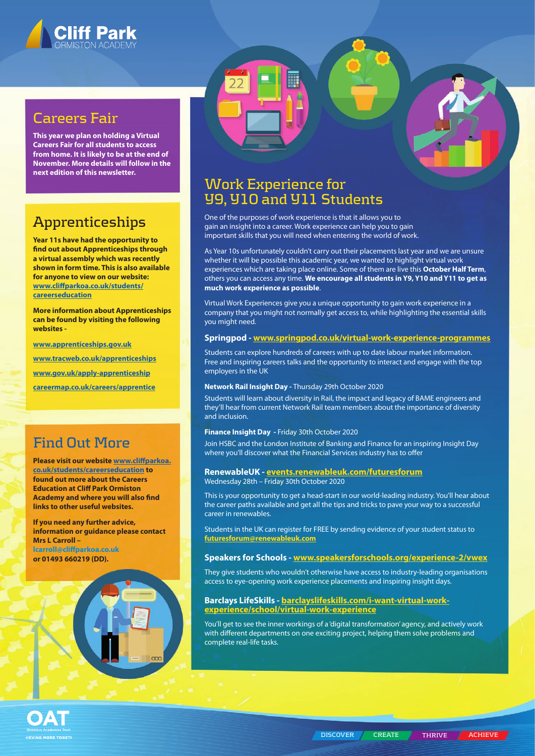## Careers Fair

**This year we plan on holding a Virtual Careers Fair for all students to access from home. It is likely to be at the end of November. More details will follow in the next edition of this newsletter.**

## Apprenticeships

**Year 11s have had the opportunity to find out about Apprenticeships through a virtual assembly which was recently shown in form time. This is also available for anyone to view on our website: www.cliffparkoa.co.uk/students/careerseducation**

**More information about Apprenticeships can be found by visiting the following websites -**

**www.apprenticeships.gov.uk**

**www.tracweb.co.uk/apprenticeships**

**www.gov.uk/apply-apprenticeship**

**careermap.co.uk/careers/apprentice**

## Find Out More

**Please visit our website www.cliffparkoa.co.uk/students/careerseducation to found out more about the Careers Education at Cliff Park Ormiston Academy and where you will also find links to other useful websites.**

**If you need any further advice, information or guidance please contact Mrs L Carroll – lcarroll@cliffparkoa.co.uk or 01493 660219 (DD).**

## Work Experience for Y9, Y10 and Y11 Students

One of the purposes of work experience is that it allows you to gain an insight into a career. Work experience can help you to gain important skills that you will need when entering the world of work.

As Year 10s unfortunately couldn't carry out their placements last year and we are unsure whether it will be possible this academic year, we wanted to highlight virtual work experiences which are taking place online. Some of them are live this **October Half Term**, others you can access any time. **We encourage all students in Y9, Y10 and Y11 to get as much work experience as possible**.

Virtual Work Experiences give you a unique opportunity to gain work experience in a company that you might not normally get access to, while highlighting the essential skills you might need.

### Springpod - www.springpod.co.uk/virtual-work-experience-programmes

Students can explore hundreds of careers with up to date labour market information. Free and inspiring careers talks and the opportunity to interact and engage with the top employers in the UK

**Network Rail Insight Day -** Thursday 29th October 2020

Students will learn about diversity in Rail, the impact and legacy of BAME engineers and they'll hear from current Network Rail team members about the importance of diversity and inclusion.

**Finance Insight Day -** Friday 30th October 2020

Join HSBC and the London Institute of Banking and Finance for an inspiring Insight Day where you'll discover what the Financial Services industry has to offer

### RenewableUK - events.renewableuk.com/futuresforum

Wednesday 28th – Friday 30th October 2020

This is your opportunity to get a head-start in our world-leading industry. You'll hear about the career paths available and get all the tips and tricks to pave your way to a successful career in renewables.

Students in the UK can register for FREE by sending evidence of your student status to **futuresforum@renewableuk.com**

### Speakers for Schools - www.speakersforschools.org/experience-2/vwex

They give students who wouldn't otherwise have access to industry-leading organisations access to eye-opening work experience placements and inspiring insight days.

### Barclays LifeSkills - barclayslifeskills.com/i-want-virtual-work-experience/school/virtual-work-experience

You'll get to see the inner workings of a 'digital transformation' agency, and actively work with different departments on one exciting project, helping them solve problems and complete real-life tasks.